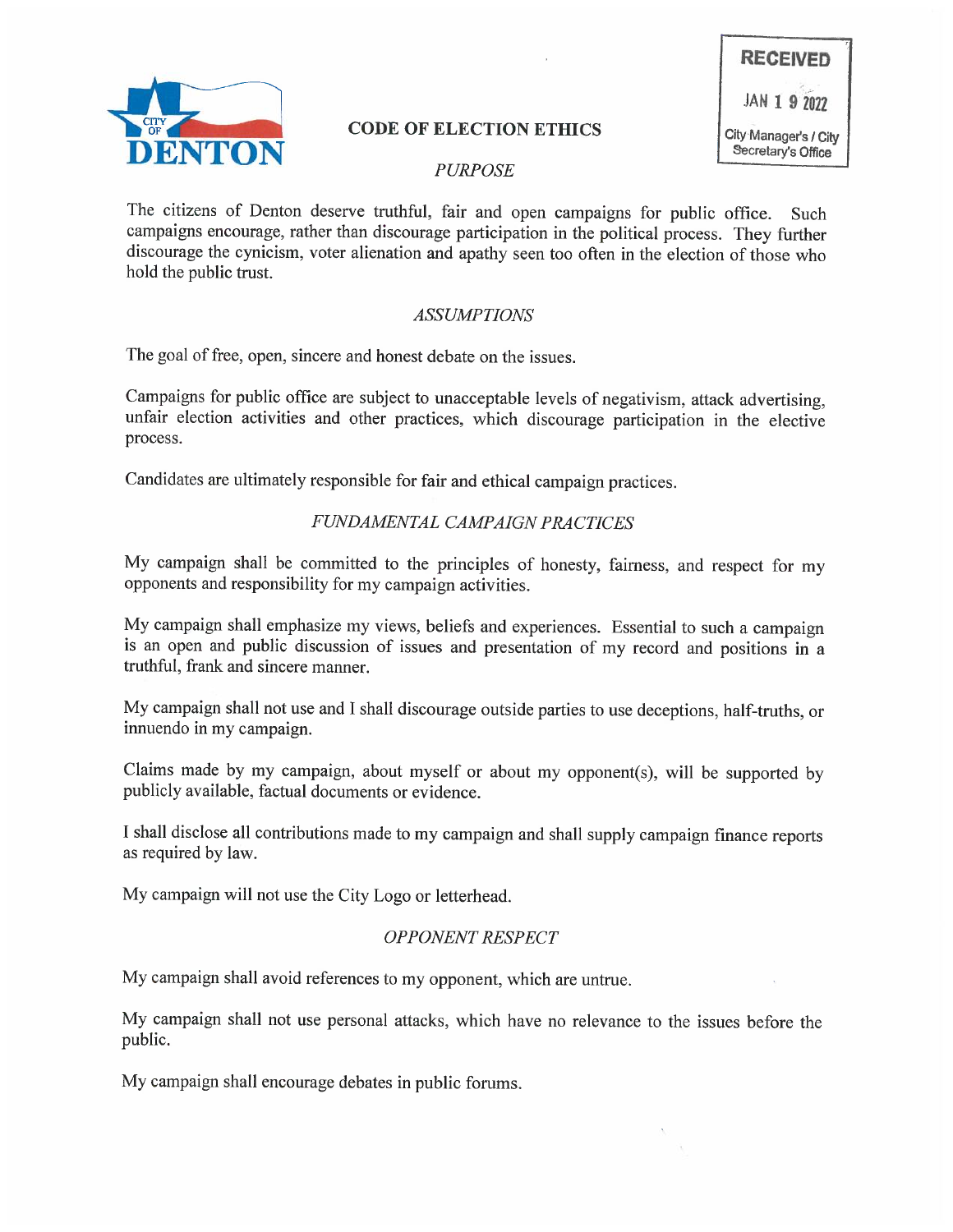# CODE OF ELECTION ETHICS

RECEIVED
JAN 1 9 2022
City Manager's / City Secretary's Office

## *PURPOSE*

The citizens of Denton deserve truthful, fair and open campaigns for public office. Such campaigns encourage, rather than discourage participation in the political process. They further discourage the cynicism, voter alienation and apathy seen too often in the election of those who hold the public trust.

## *ASSUMPTIONS*

The goal of free, open, sincere and honest debate on the issues.

Campaigns for public office are subject to unacceptable levels of negativism, attack advertising, unfair election activities and other practices, which discourage participation in the elective process.

Candidates are ultimately responsible for fair and ethical campaign practices.

## *FUNDAMENTAL CAMPAIGN PRACTICES*

My campaign shall be committed to the principles of honesty, fairness, and respect for my opponents and responsibility for my campaign activities.

My campaign shall emphasize my views, beliefs and experiences. Essential to such a campaign is an open and public discussion of issues and presentation of my record and positions in a truthful, frank and sincere manner.

My campaign shall not use and I shall discourage outside parties to use deceptions, half-truths, or innuendo in my campaign.

Claims made by my campaign, about myself or about my opponent(s), will be supported by publicly available, factual documents or evidence.

I shall disclose all contributions made to my campaign and shall supply campaign finance reports as required by law.

My campaign will not use the City Logo or letterhead.

## *OPPONENT RESPECT*

My campaign shall avoid references to my opponent, which are untrue.

My campaign shall not use personal attacks, which have no relevance to the issues before the public.

My campaign shall encourage debates in public forums.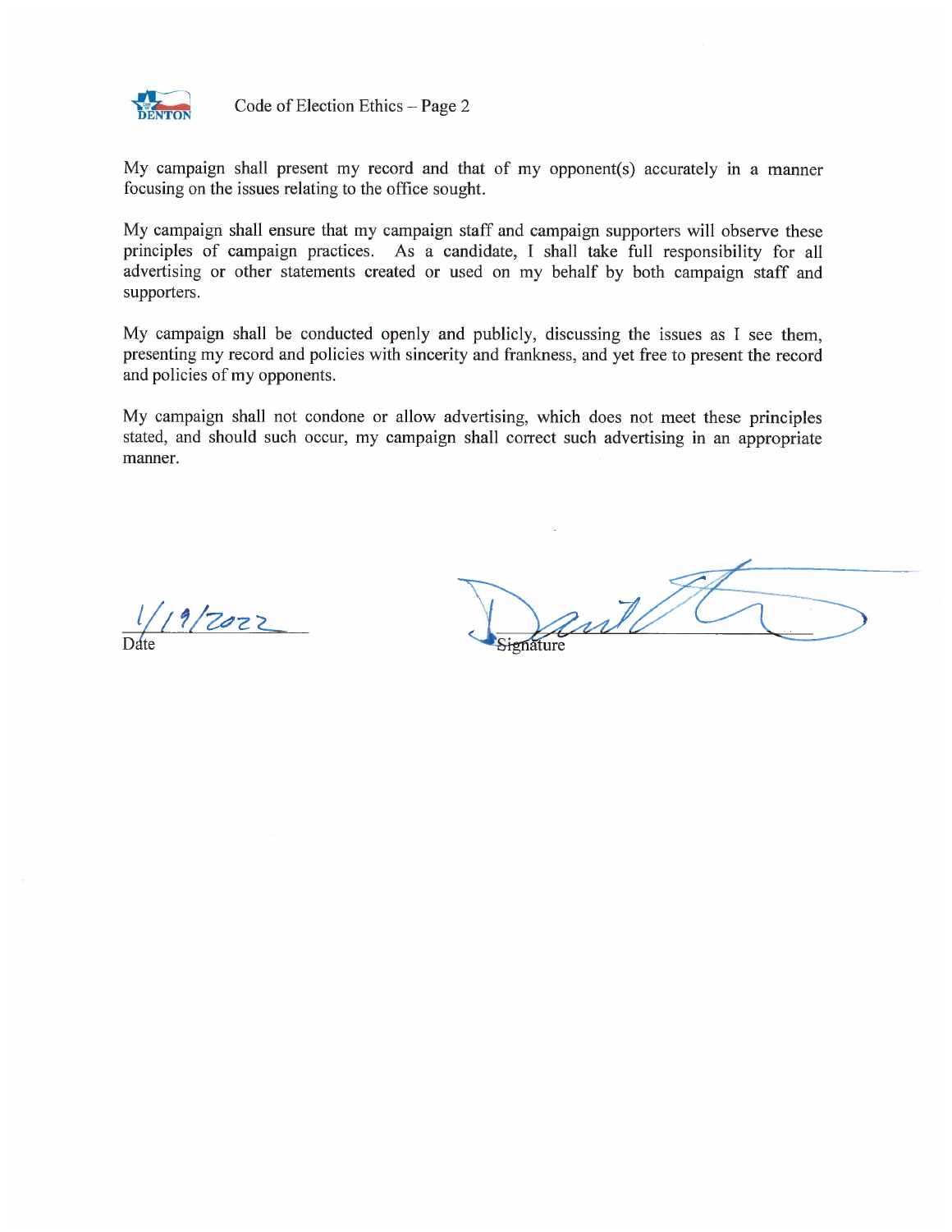My campaign shall present my record and that of my opponent(s) accurately in a manner focusing on the issues relating to the office sought.

My campaign shall ensure that my campaign staff and campaign supporters will observe these principles of campaign practices. As a candidate, I shall take full responsibility for all advertising or other statements created or used on my behalf by both campaign staff and supporters.

My campaign shall be conducted openly and publicly, discussing the issues as I see them, presenting my record and policies with sincerity and frankness, and yet free to present the record and policies of my opponents.

My campaign shall not condone or allow advertising, which does not meet these principles stated, and should such occur, my campaign shall correct such advertising in an appropriate manner.

1/19/2022
Date

Signature